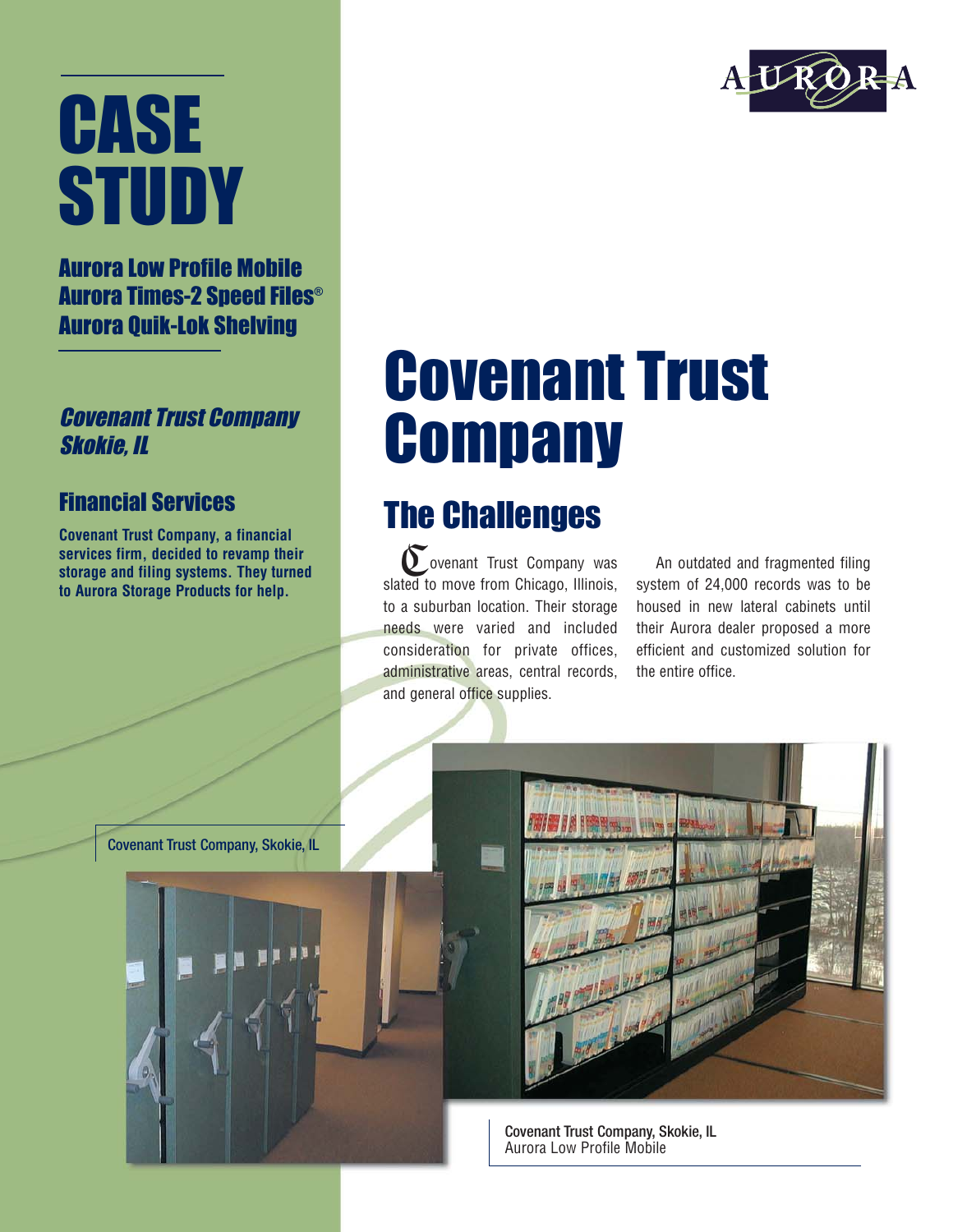# CASE STUDY

**Aurora Low Profile Mobile**
**Aurora Times-2 Speed Files®**
**Aurora Quik-Lok Shelving**

***Covenant Trust Company***
***Skokie, IL***

## Financial Services

**Covenant Trust Company, a financial services firm, decided to revamp their storage and filing systems. They turned to Aurora Storage Products for help.**

# Covenant Trust Company

## The Challenges

Covenant Trust Company was slated to move from Chicago, Illinois, to a suburban location. Their storage needs were varied and included consideration for private offices, administrative areas, central records, and general office supplies.

An outdated and fragmented filing system of 24,000 records was to be housed in new lateral cabinets until their Aurora dealer proposed a more efficient and customized solution for the entire office.

Covenant Trust Company, Skokie, IL

Covenant Trust Company, Skokie, IL
Aurora Low Profile Mobile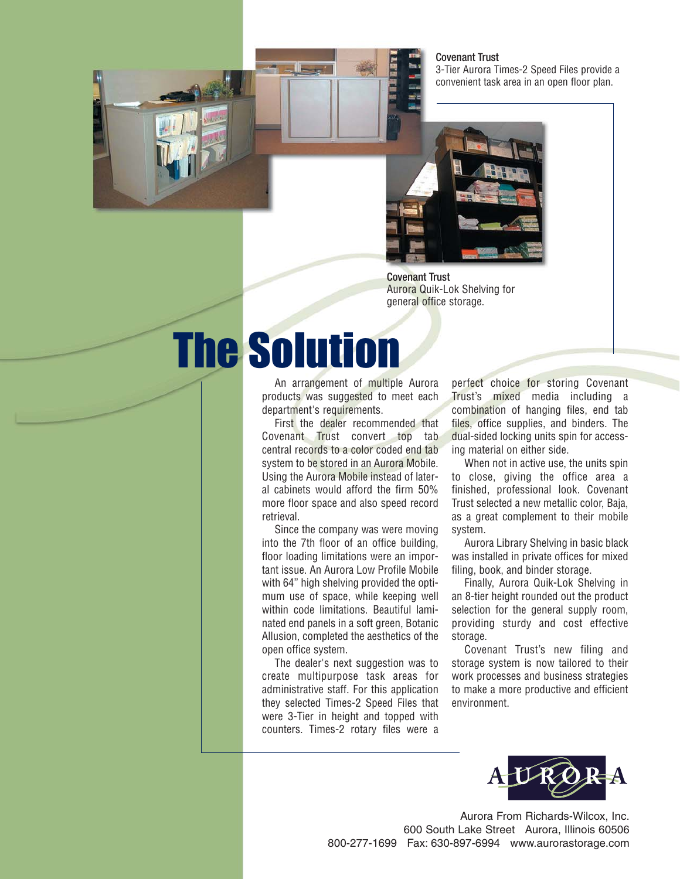**Covenant Trust**
3-Tier Aurora Times-2 Speed Files provide a convenient task area in an open floor plan.

**Covenant Trust**
Aurora Quik-Lok Shelving for general office storage.

# The Solution

An arrangement of multiple Aurora products was suggested to meet each department's requirements.

First the dealer recommended that Covenant Trust convert top tab central records to a color coded end tab system to be stored in an Aurora Mobile. Using the Aurora Mobile instead of lateral cabinets would afford the firm 50% more floor space and also speed record retrieval.

Since the company was were moving into the 7th floor of an office building, floor loading limitations were an important issue. An Aurora Low Profile Mobile with 64" high shelving provided the optimum use of space, while keeping well within code limitations. Beautiful laminated end panels in a soft green, Botanic Allusion, completed the aesthetics of the open office system.

The dealer's next suggestion was to create multipurpose task areas for administrative staff. For this application they selected Times-2 Speed Files that were 3-Tier in height and topped with counters. Times-2 rotary files were a perfect choice for storing Covenant Trust's mixed media including a combination of hanging files, end tab files, office supplies, and binders. The dual-sided locking units spin for accessing material on either side.

When not in active use, the units spin to close, giving the office area a finished, professional look. Covenant Trust selected a new metallic color, Baja, as a great complement to their mobile system.

Aurora Library Shelving in basic black was installed in private offices for mixed filing, book, and binder storage.

Finally, Aurora Quik-Lok Shelving in an 8-tier height rounded out the product selection for the general supply room, providing sturdy and cost effective storage.

Covenant Trust's new filing and storage system is now tailored to their work processes and business strategies to make a more productive and efficient environment.

AURORA

Aurora From Richards-Wilcox, Inc.
600 South Lake Street Aurora, Illinois 60506
800-277-1699 Fax: 630-897-6994 www.aurorastorage.com